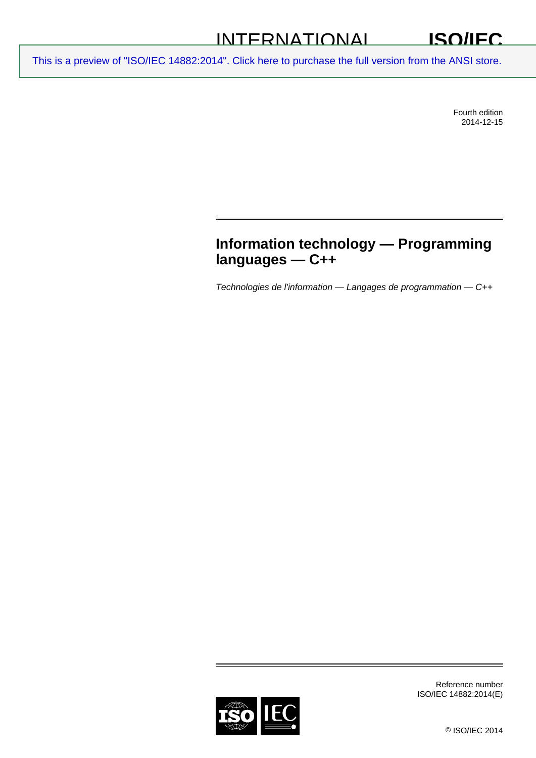INTERNATIONAL STANDARD **ISO/IEC 14882**

This is a preview of "ISO/IEC 14882:2014". Click here to purchase the full version from the ANSI store.

Fourth edition
2014-12-15

# Information technology — Programming languages — C++

*Technologies de l'information — Langages de programmation — C++*

Reference number
ISO/IEC 14882:2014(E)

© ISO/IEC 2014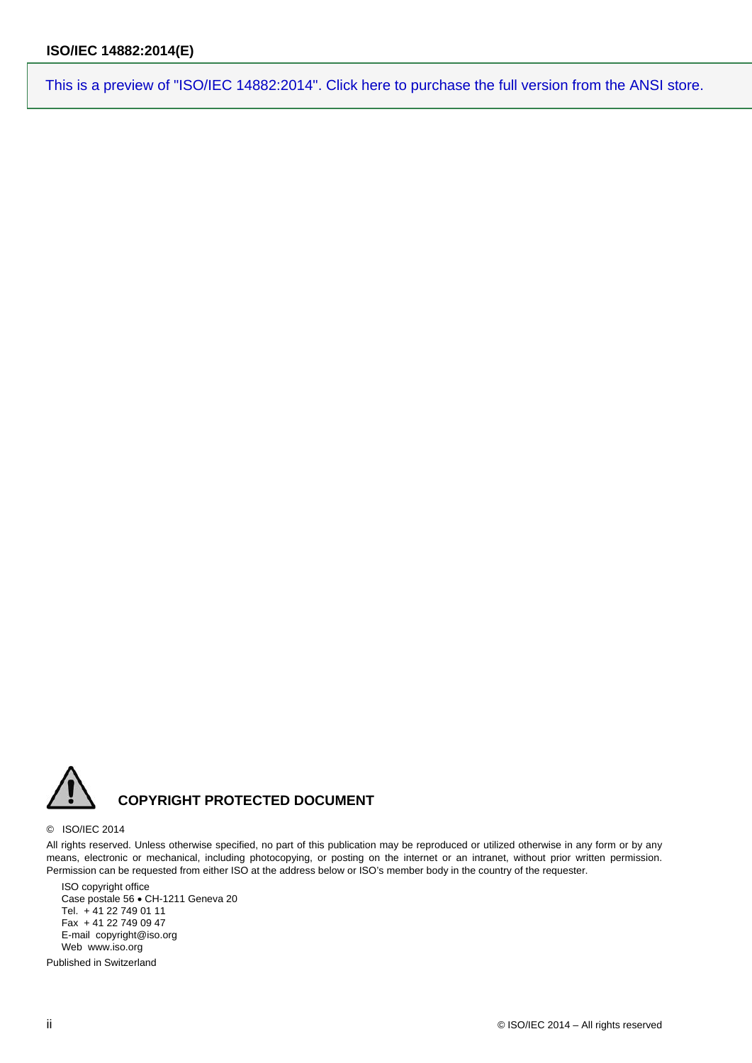This is a preview of "ISO/IEC 14882:2014". Click here to purchase the full version from the ANSI store.

**COPYRIGHT PROTECTED DOCUMENT**

© ISO/IEC 2014

All rights reserved. Unless otherwise specified, no part of this publication may be reproduced or utilized otherwise in any form or by any means, electronic or mechanical, including photocopying, or posting on the internet or an intranet, without prior written permission. Permission can be requested from either ISO at the address below or ISO's member body in the country of the requester.

ISO copyright office
Case postale 56 • CH-1211 Geneva 20
Tel. + 41 22 749 01 11
Fax + 41 22 749 09 47
E-mail copyright@iso.org
Web www.iso.org

Published in Switzerland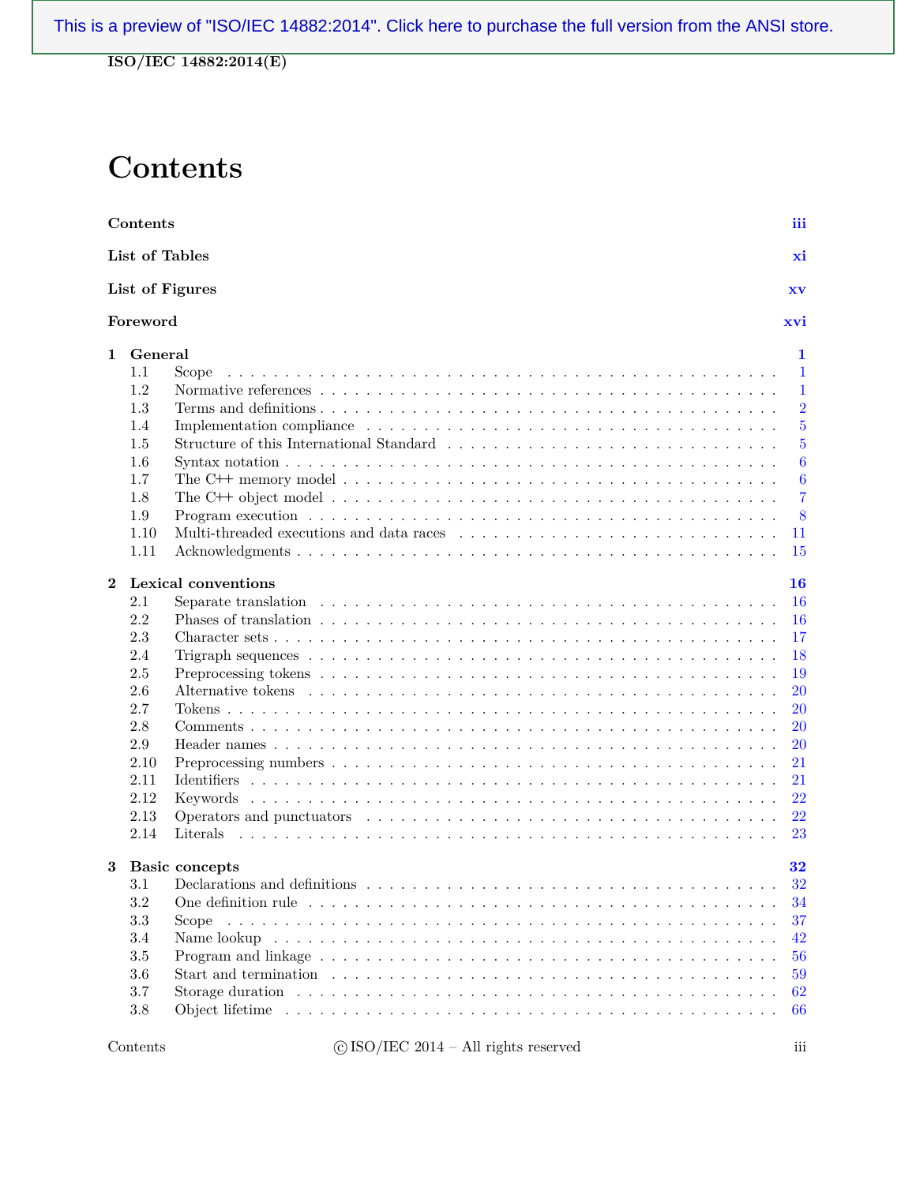# Contents

| | | |
|---|---|---|
| **Contents** | | **iii** |
| **List of Tables** | | **xi** |
| **List of Figures** | | **xv** |
| **Foreword** | | **xvi** |
| **1** | **General** | **1** |
| 1.1 | Scope | 1 |
| 1.2 | Normative references | 1 |
| 1.3 | Terms and definitions | 2 |
| 1.4 | Implementation compliance | 5 |
| 1.5 | Structure of this International Standard | 5 |
| 1.6 | Syntax notation | 6 |
| 1.7 | The C++ memory model | 6 |
| 1.8 | The C++ object model | 7 |
| 1.9 | Program execution | 8 |
| 1.10 | Multi-threaded executions and data races | 11 |
| 1.11 | Acknowledgments | 15 |
| **2** | **Lexical conventions** | **16** |
| 2.1 | Separate translation | 16 |
| 2.2 | Phases of translation | 16 |
| 2.3 | Character sets | 17 |
| 2.4 | Trigraph sequences | 18 |
| 2.5 | Preprocessing tokens | 19 |
| 2.6 | Alternative tokens | 20 |
| 2.7 | Tokens | 20 |
| 2.8 | Comments | 20 |
| 2.9 | Header names | 20 |
| 2.10 | Preprocessing numbers | 21 |
| 2.11 | Identifiers | 21 |
| 2.12 | Keywords | 22 |
| 2.13 | Operators and punctuators | 22 |
| 2.14 | Literals | 23 |
| **3** | **Basic concepts** | **32** |
| 3.1 | Declarations and definitions | 32 |
| 3.2 | One definition rule | 34 |
| 3.3 | Scope | 37 |
| 3.4 | Name lookup | 42 |
| 3.5 | Program and linkage | 56 |
| 3.6 | Start and termination | 59 |
| 3.7 | Storage duration | 62 |
| 3.8 | Object lifetime | 66 |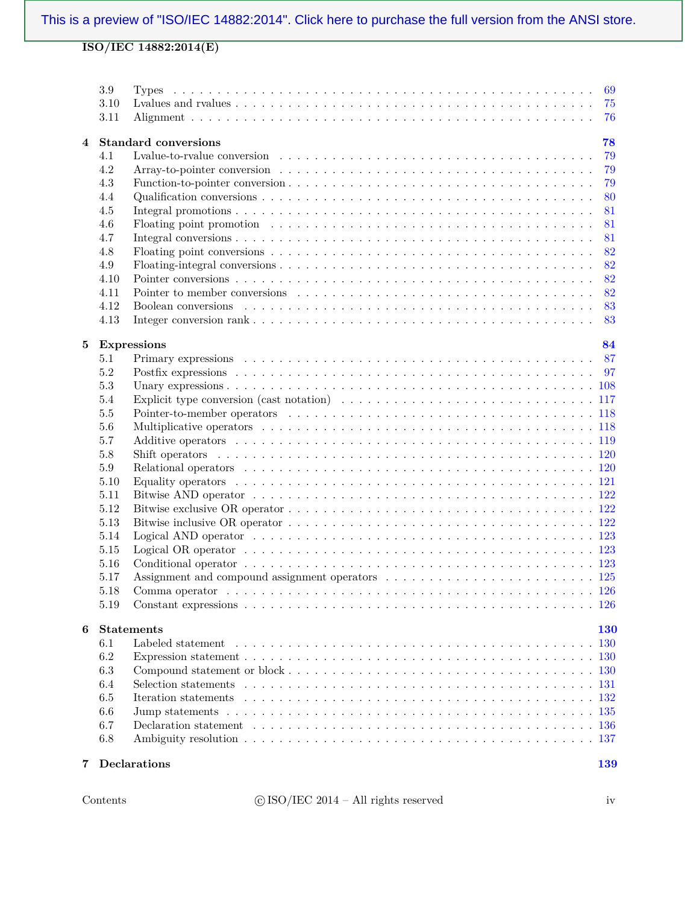| | | |
|---|---|---|
| 3.9 | Types | 69 |
| 3.10 | Lvalues and rvalues | 75 |
| 3.11 | Alignment | 76 |
| **4** | **Standard conversions** | **78** |
| 4.1 | Lvalue-to-rvalue conversion | 79 |
| 4.2 | Array-to-pointer conversion | 79 |
| 4.3 | Function-to-pointer conversion | 79 |
| 4.4 | Qualification conversions | 80 |
| 4.5 | Integral promotions | 81 |
| 4.6 | Floating point promotion | 81 |
| 4.7 | Integral conversions | 81 |
| 4.8 | Floating point conversions | 82 |
| 4.9 | Floating-integral conversions | 82 |
| 4.10 | Pointer conversions | 82 |
| 4.11 | Pointer to member conversions | 82 |
| 4.12 | Boolean conversions | 83 |
| 4.13 | Integer conversion rank | 83 |
| **5** | **Expressions** | **84** |
| 5.1 | Primary expressions | 87 |
| 5.2 | Postfix expressions | 97 |
| 5.3 | Unary expressions | 108 |
| 5.4 | Explicit type conversion (cast notation) | 117 |
| 5.5 | Pointer-to-member operators | 118 |
| 5.6 | Multiplicative operators | 118 |
| 5.7 | Additive operators | 119 |
| 5.8 | Shift operators | 120 |
| 5.9 | Relational operators | 120 |
| 5.10 | Equality operators | 121 |
| 5.11 | Bitwise AND operator | 122 |
| 5.12 | Bitwise exclusive OR operator | 122 |
| 5.13 | Bitwise inclusive OR operator | 122 |
| 5.14 | Logical AND operator | 123 |
| 5.15 | Logical OR operator | 123 |
| 5.16 | Conditional operator | 123 |
| 5.17 | Assignment and compound assignment operators | 125 |
| 5.18 | Comma operator | 126 |
| 5.19 | Constant expressions | 126 |
| **6** | **Statements** | **130** |
| 6.1 | Labeled statement | 130 |
| 6.2 | Expression statement | 130 |
| 6.3 | Compound statement or block | 130 |
| 6.4 | Selection statements | 131 |
| 6.5 | Iteration statements | 132 |
| 6.6 | Jump statements | 135 |
| 6.7 | Declaration statement | 136 |
| 6.8 | Ambiguity resolution | 137 |
| **7** | **Declarations** | **139** |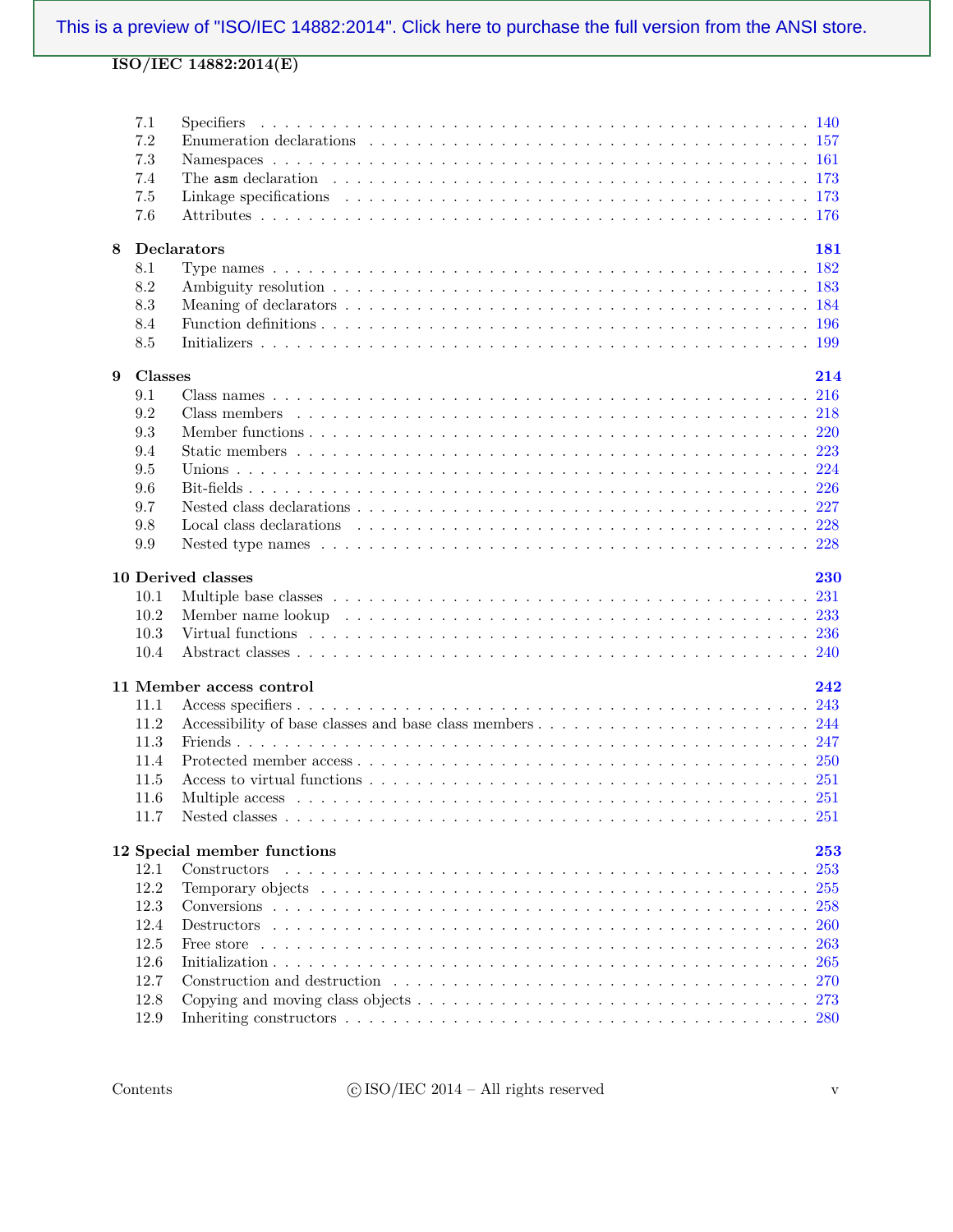| | | |
|---|---|---|
| 7.1 | Specifiers | 140 |
| 7.2 | Enumeration declarations | 157 |
| 7.3 | Namespaces | 161 |
| 7.4 | The `asm` declaration | 173 |
| 7.5 | Linkage specifications | 173 |
| 7.6 | Attributes | 176 |
| **8** | **Declarators** | **181** |
| 8.1 | Type names | 182 |
| 8.2 | Ambiguity resolution | 183 |
| 8.3 | Meaning of declarators | 184 |
| 8.4 | Function definitions | 196 |
| 8.5 | Initializers | 199 |
| **9** | **Classes** | **214** |
| 9.1 | Class names | 216 |
| 9.2 | Class members | 218 |
| 9.3 | Member functions | 220 |
| 9.4 | Static members | 223 |
| 9.5 | Unions | 224 |
| 9.6 | Bit-fields | 226 |
| 9.7 | Nested class declarations | 227 |
| 9.8 | Local class declarations | 228 |
| 9.9 | Nested type names | 228 |
| **10** | **Derived classes** | **230** |
| 10.1 | Multiple base classes | 231 |
| 10.2 | Member name lookup | 233 |
| 10.3 | Virtual functions | 236 |
| 10.4 | Abstract classes | 240 |
| **11** | **Member access control** | **242** |
| 11.1 | Access specifiers | 243 |
| 11.2 | Accessibility of base classes and base class members | 244 |
| 11.3 | Friends | 247 |
| 11.4 | Protected member access | 250 |
| 11.5 | Access to virtual functions | 251 |
| 11.6 | Multiple access | 251 |
| 11.7 | Nested classes | 251 |
| **12** | **Special member functions** | **253** |
| 12.1 | Constructors | 253 |
| 12.2 | Temporary objects | 255 |
| 12.3 | Conversions | 258 |
| 12.4 | Destructors | 260 |
| 12.5 | Free store | 263 |
| 12.6 | Initialization | 265 |
| 12.7 | Construction and destruction | 270 |
| 12.8 | Copying and moving class objects | 273 |
| 12.9 | Inheriting constructors | 280 |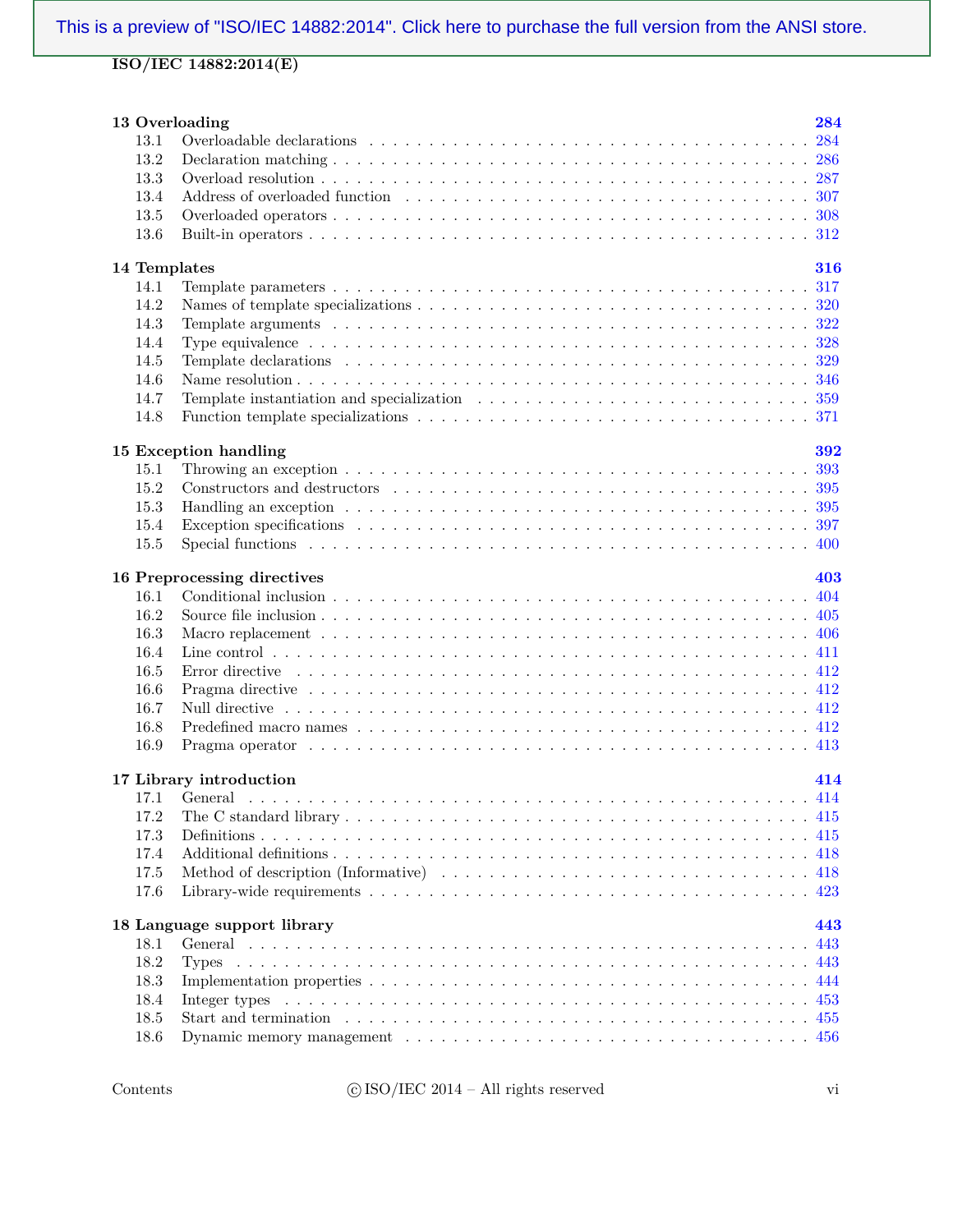| | | |
|---|---|---|
| **13 Overloading** | | **284** |
| 13.1 | Overloadable declarations | 284 |
| 13.2 | Declaration matching | 286 |
| 13.3 | Overload resolution | 287 |
| 13.4 | Address of overloaded function | 307 |
| 13.5 | Overloaded operators | 308 |
| 13.6 | Built-in operators | 312 |
| **14 Templates** | | **316** |
| 14.1 | Template parameters | 317 |
| 14.2 | Names of template specializations | 320 |
| 14.3 | Template arguments | 322 |
| 14.4 | Type equivalence | 328 |
| 14.5 | Template declarations | 329 |
| 14.6 | Name resolution | 346 |
| 14.7 | Template instantiation and specialization | 359 |
| 14.8 | Function template specializations | 371 |
| **15 Exception handling** | | **392** |
| 15.1 | Throwing an exception | 393 |
| 15.2 | Constructors and destructors | 395 |
| 15.3 | Handling an exception | 395 |
| 15.4 | Exception specifications | 397 |
| 15.5 | Special functions | 400 |
| **16 Preprocessing directives** | | **403** |
| 16.1 | Conditional inclusion | 404 |
| 16.2 | Source file inclusion | 405 |
| 16.3 | Macro replacement | 406 |
| 16.4 | Line control | 411 |
| 16.5 | Error directive | 412 |
| 16.6 | Pragma directive | 412 |
| 16.7 | Null directive | 412 |
| 16.8 | Predefined macro names | 412 |
| 16.9 | Pragma operator | 413 |
| **17 Library introduction** | | **414** |
| 17.1 | General | 414 |
| 17.2 | The C standard library | 415 |
| 17.3 | Definitions | 415 |
| 17.4 | Additional definitions | 418 |
| 17.5 | Method of description (Informative) | 418 |
| 17.6 | Library-wide requirements | 423 |
| **18 Language support library** | | **443** |
| 18.1 | General | 443 |
| 18.2 | Types | 443 |
| 18.3 | Implementation properties | 444 |
| 18.4 | Integer types | 453 |
| 18.5 | Start and termination | 455 |
| 18.6 | Dynamic memory management | 456 |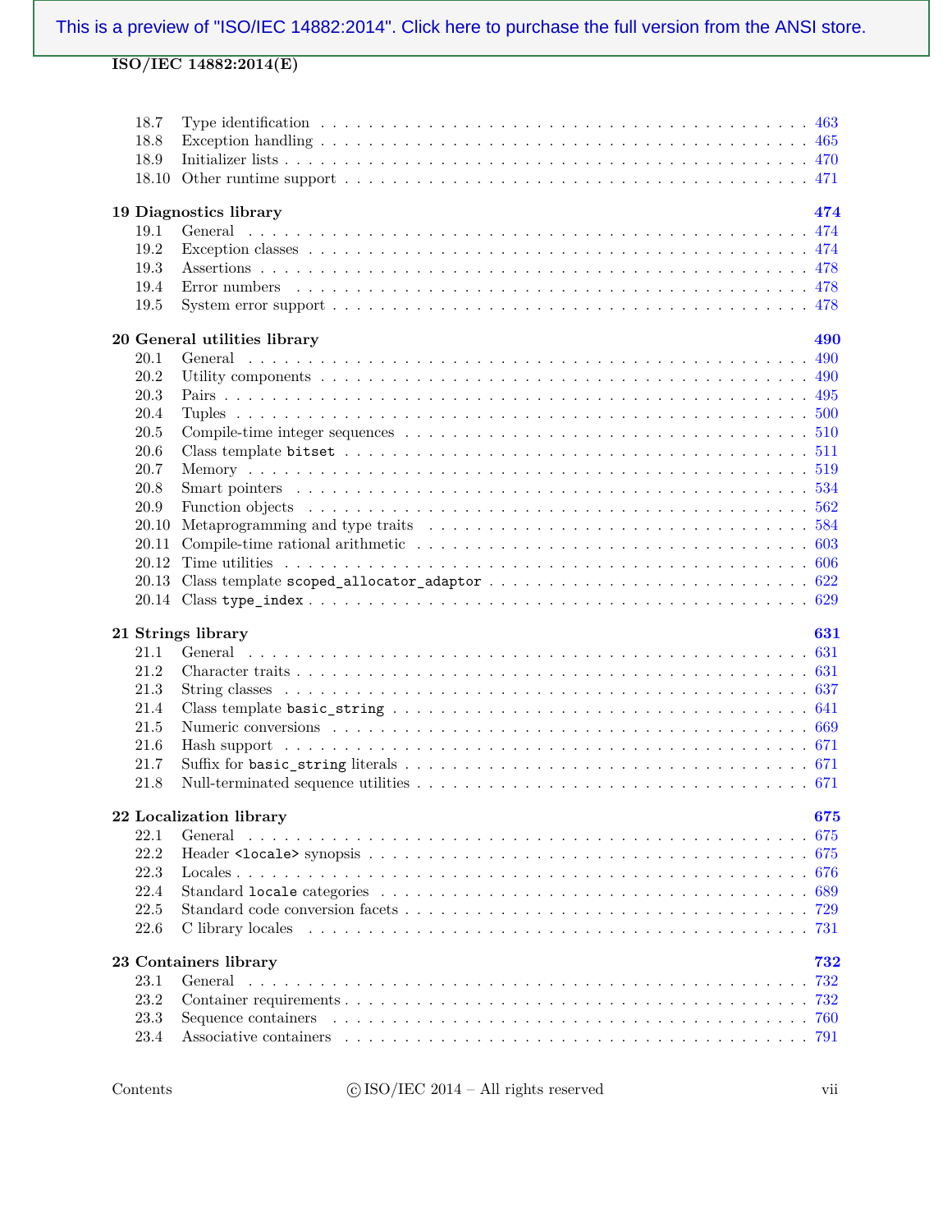| | | |
|---|---|---|
| 18.7 | Type identification | 463 |
| 18.8 | Exception handling | 465 |
| 18.9 | Initializer lists | 470 |
| 18.10 | Other runtime support | 471 |
| **19** | **Diagnostics library** | **474** |
| 19.1 | General | 474 |
| 19.2 | Exception classes | 474 |
| 19.3 | Assertions | 478 |
| 19.4 | Error numbers | 478 |
| 19.5 | System error support | 478 |
| **20** | **General utilities library** | **490** |
| 20.1 | General | 490 |
| 20.2 | Utility components | 490 |
| 20.3 | Pairs | 495 |
| 20.4 | Tuples | 500 |
| 20.5 | Compile-time integer sequences | 510 |
| 20.6 | Class template `bitset` | 511 |
| 20.7 | Memory | 519 |
| 20.8 | Smart pointers | 534 |
| 20.9 | Function objects | 562 |
| 20.10 | Metaprogramming and type traits | 584 |
| 20.11 | Compile-time rational arithmetic | 603 |
| 20.12 | Time utilities | 606 |
| 20.13 | Class template `scoped_allocator_adaptor` | 622 |
| 20.14 | Class `type_index` | 629 |
| **21** | **Strings library** | **631** |
| 21.1 | General | 631 |
| 21.2 | Character traits | 631 |
| 21.3 | String classes | 637 |
| 21.4 | Class template `basic_string` | 641 |
| 21.5 | Numeric conversions | 669 |
| 21.6 | Hash support | 671 |
| 21.7 | Suffix for `basic_string` literals | 671 |
| 21.8 | Null-terminated sequence utilities | 671 |
| **22** | **Localization library** | **675** |
| 22.1 | General | 675 |
| 22.2 | Header `<locale>` synopsis | 675 |
| 22.3 | Locales | 676 |
| 22.4 | Standard `locale` categories | 689 |
| 22.5 | Standard code conversion facets | 729 |
| 22.6 | C library locales | 731 |
| **23** | **Containers library** | **732** |
| 23.1 | General | 732 |
| 23.2 | Container requirements | 732 |
| 23.3 | Sequence containers | 760 |
| 23.4 | Associative containers | 791 |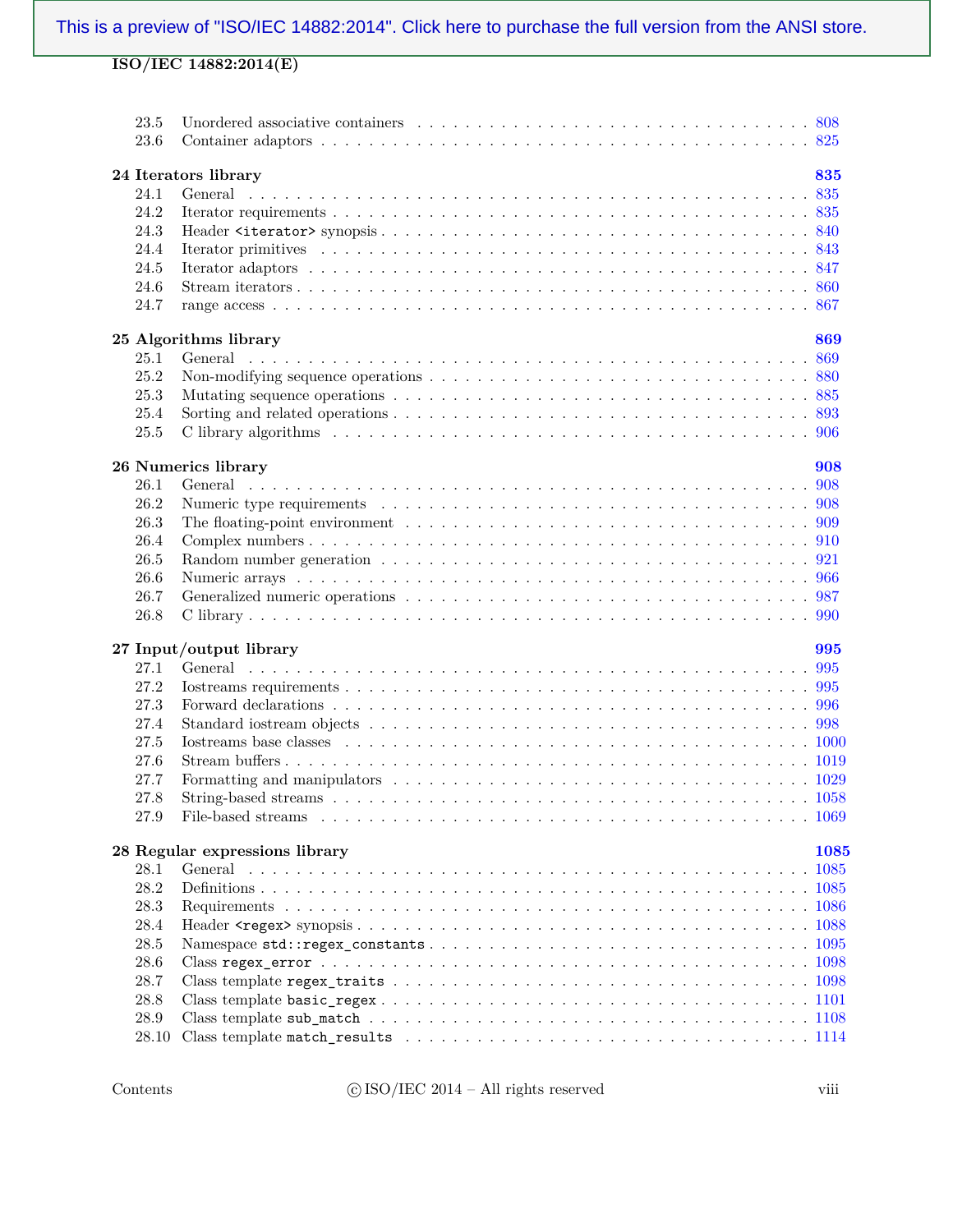| | | |
|---|---|---|
| 23.5 | Unordered associative containers | 808 |
| 23.6 | Container adaptors | 825 |
| **24** | **Iterators library** | **835** |
| 24.1 | General | 835 |
| 24.2 | Iterator requirements | 835 |
| 24.3 | Header `<iterator>` synopsis | 840 |
| 24.4 | Iterator primitives | 843 |
| 24.5 | Iterator adaptors | 847 |
| 24.6 | Stream iterators | 860 |
| 24.7 | range access | 867 |
| **25** | **Algorithms library** | **869** |
| 25.1 | General | 869 |
| 25.2 | Non-modifying sequence operations | 880 |
| 25.3 | Mutating sequence operations | 885 |
| 25.4 | Sorting and related operations | 893 |
| 25.5 | C library algorithms | 906 |
| **26** | **Numerics library** | **908** |
| 26.1 | General | 908 |
| 26.2 | Numeric type requirements | 908 |
| 26.3 | The floating-point environment | 909 |
| 26.4 | Complex numbers | 910 |
| 26.5 | Random number generation | 921 |
| 26.6 | Numeric arrays | 966 |
| 26.7 | Generalized numeric operations | 987 |
| 26.8 | C library | 990 |
| **27** | **Input/output library** | **995** |
| 27.1 | General | 995 |
| 27.2 | Iostreams requirements | 995 |
| 27.3 | Forward declarations | 996 |
| 27.4 | Standard iostream objects | 998 |
| 27.5 | Iostreams base classes | 1000 |
| 27.6 | Stream buffers | 1019 |
| 27.7 | Formatting and manipulators | 1029 |
| 27.8 | String-based streams | 1058 |
| 27.9 | File-based streams | 1069 |
| **28** | **Regular expressions library** | **1085** |
| 28.1 | General | 1085 |
| 28.2 | Definitions | 1085 |
| 28.3 | Requirements | 1086 |
| 28.4 | Header `<regex>` synopsis | 1088 |
| 28.5 | Namespace `std::regex_constants` | 1095 |
| 28.6 | Class `regex_error` | 1098 |
| 28.7 | Class template `regex_traits` | 1098 |
| 28.8 | Class template `basic_regex` | 1101 |
| 28.9 | Class template `sub_match` | 1108 |
| 28.10 | Class template `match_results` | 1114 |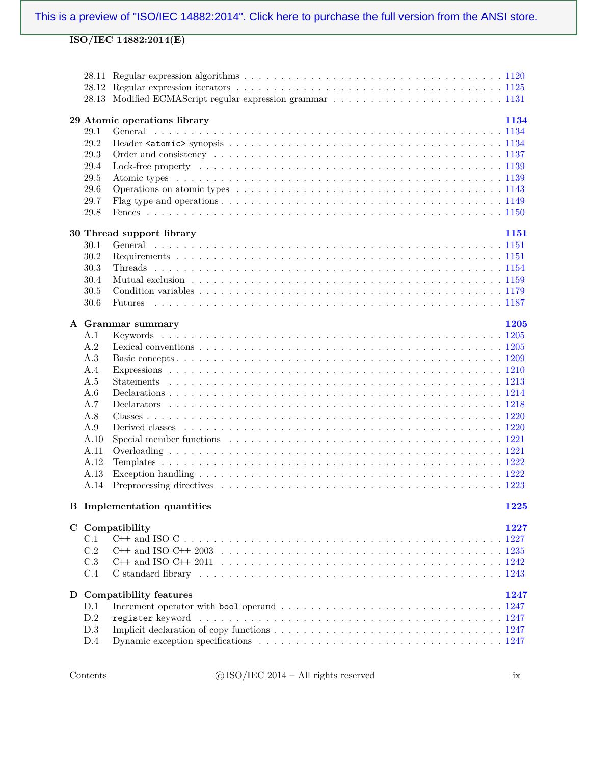28.11 Regular expression algorithms . . . 1120
28.12 Regular expression iterators . . . 1125
28.13 Modified ECMAScript regular expression grammar . . . 1131

**29 Atomic operations library** **1134**

29.1 General . . . 1134
29.2 Header `<atomic>` synopsis . . . 1134
29.3 Order and consistency . . . 1137
29.4 Lock-free property . . . 1139
29.5 Atomic types . . . 1139
29.6 Operations on atomic types . . . 1143
29.7 Flag type and operations . . . 1149
29.8 Fences . . . 1150

**30 Thread support library** **1151**

30.1 General . . . 1151
30.2 Requirements . . . 1151
30.3 Threads . . . 1154
30.4 Mutual exclusion . . . 1159
30.5 Condition variables . . . 1179
30.6 Futures . . . 1187

**A Grammar summary** **1205**

A.1 Keywords . . . 1205
A.2 Lexical conventions . . . 1205
A.3 Basic concepts . . . 1209
A.4 Expressions . . . 1210
A.5 Statements . . . 1213
A.6 Declarations . . . 1214
A.7 Declarators . . . 1218
A.8 Classes . . . 1220
A.9 Derived classes . . . 1220
A.10 Special member functions . . . 1221
A.11 Overloading . . . 1221
A.12 Templates . . . 1222
A.13 Exception handling . . . 1222
A.14 Preprocessing directives . . . 1223

**B Implementation quantities** **1225**

**C Compatibility** **1227**

C.1 C++ and ISO C . . . 1227
C.2 C++ and ISO C++ 2003 . . . 1235
C.3 C++ and ISO C++ 2011 . . . 1242
C.4 C standard library . . . 1243

**D Compatibility features** **1247**

D.1 Increment operator with `bool` operand . . . 1247
D.2 `register` keyword . . . 1247
D.3 Implicit declaration of copy functions . . . 1247
D.4 Dynamic exception specifications . . . 1247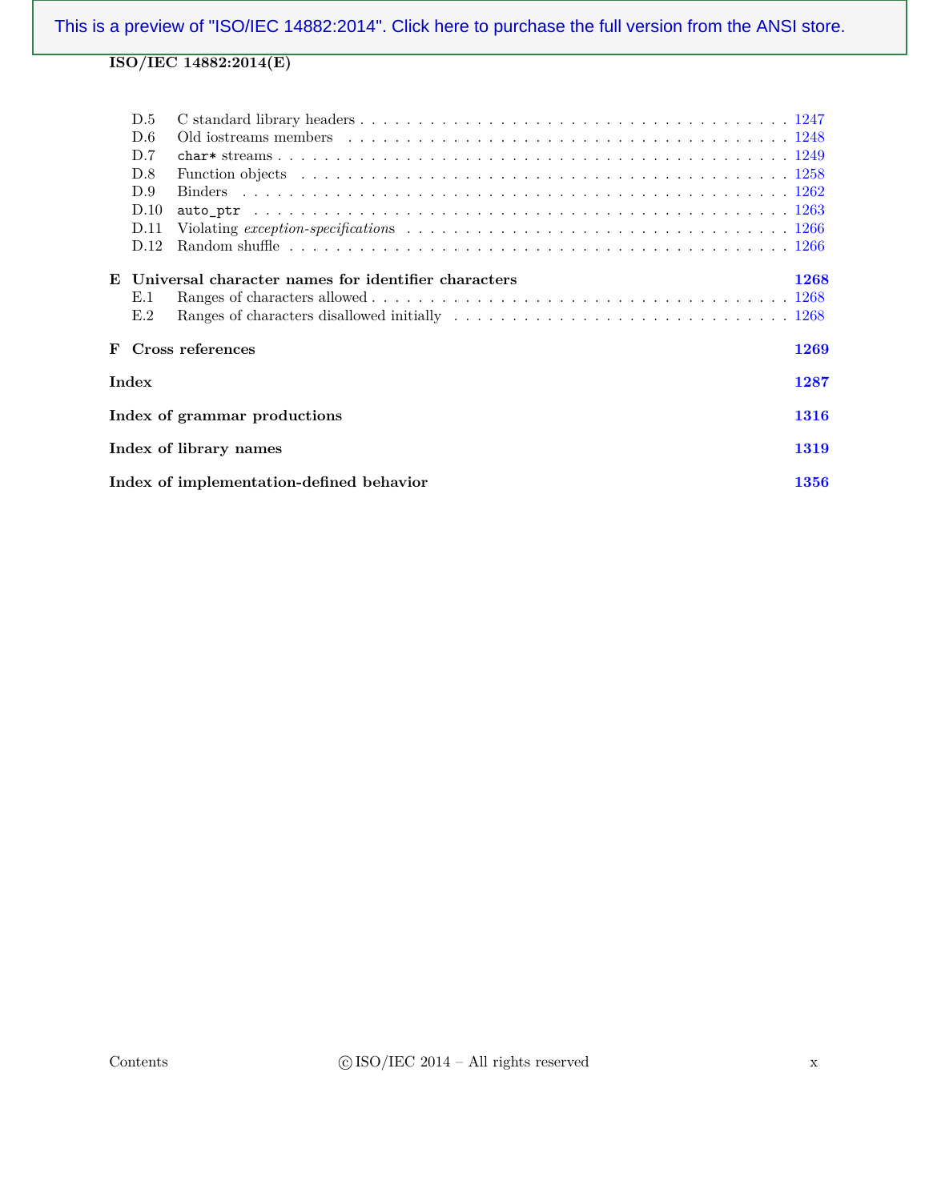| | | |
|---|---|---|
| D.5 | C standard library headers | 1247 |
| D.6 | Old iostreams members | 1248 |
| D.7 | `char*` streams | 1249 |
| D.8 | Function objects | 1258 |
| D.9 | Binders | 1262 |
| D.10 | `auto_ptr` | 1263 |
| D.11 | Violating *exception-specifications* | 1266 |
| D.12 | Random shuffle | 1266 |

**E Universal character names for identifier characters** **1268**

| | | |
|---|---|---|
| E.1 | Ranges of characters allowed | 1268 |
| E.2 | Ranges of characters disallowed initially | 1268 |

**F Cross references** **1269**

**Index** **1287**

**Index of grammar productions** **1316**

**Index of library names** **1319**

**Index of implementation-defined behavior** **1356**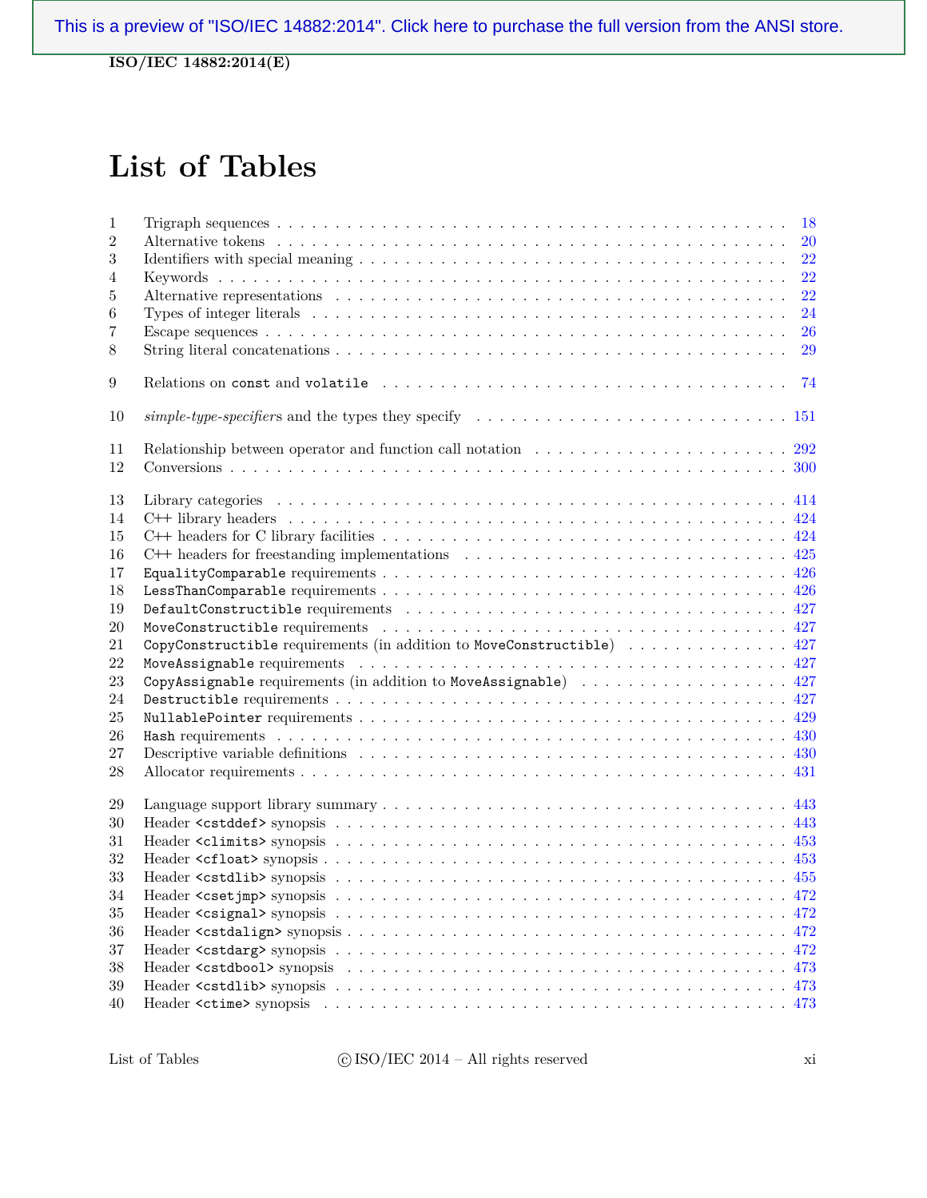# List of Tables

| | | |
|---|---|---|
| 1 | Trigraph sequences | 18 |
| 2 | Alternative tokens | 20 |
| 3 | Identifiers with special meaning | 22 |
| 4 | Keywords | 22 |
| 5 | Alternative representations | 22 |
| 6 | Types of integer literals | 24 |
| 7 | Escape sequences | 26 |
| 8 | String literal concatenations | 29 |
| 9 | Relations on `const` and `volatile` | 74 |
| 10 | *simple-type-specifiers* and the types they specify | 151 |
| 11 | Relationship between operator and function call notation | 292 |
| 12 | Conversions | 300 |
| 13 | Library categories | 414 |
| 14 | C++ library headers | 424 |
| 15 | C++ headers for C library facilities | 424 |
| 16 | C++ headers for freestanding implementations | 425 |
| 17 | `EqualityComparable` requirements | 426 |
| 18 | `LessThanComparable` requirements | 426 |
| 19 | `DefaultConstructible` requirements | 427 |
| 20 | `MoveConstructible` requirements | 427 |
| 21 | `CopyConstructible` requirements (in addition to `MoveConstructible`) | 427 |
| 22 | `MoveAssignable` requirements | 427 |
| 23 | `CopyAssignable` requirements (in addition to `MoveAssignable`) | 427 |
| 24 | `Destructible` requirements | 427 |
| 25 | `NullablePointer` requirements | 429 |
| 26 | `Hash` requirements | 430 |
| 27 | Descriptive variable definitions | 430 |
| 28 | Allocator requirements | 431 |
| 29 | Language support library summary | 443 |
| 30 | Header `<cstddef>` synopsis | 443 |
| 31 | Header `<climits>` synopsis | 453 |
| 32 | Header `<cfloat>` synopsis | 453 |
| 33 | Header `<cstdlib>` synopsis | 455 |
| 34 | Header `<csetjmp>` synopsis | 472 |
| 35 | Header `<csignal>` synopsis | 472 |
| 36 | Header `<cstdalign>` synopsis | 472 |
| 37 | Header `<cstdarg>` synopsis | 472 |
| 38 | Header `<cstdbool>` synopsis | 473 |
| 39 | Header `<cstdlib>` synopsis | 473 |
| 40 | Header `<ctime>` synopsis | 473 |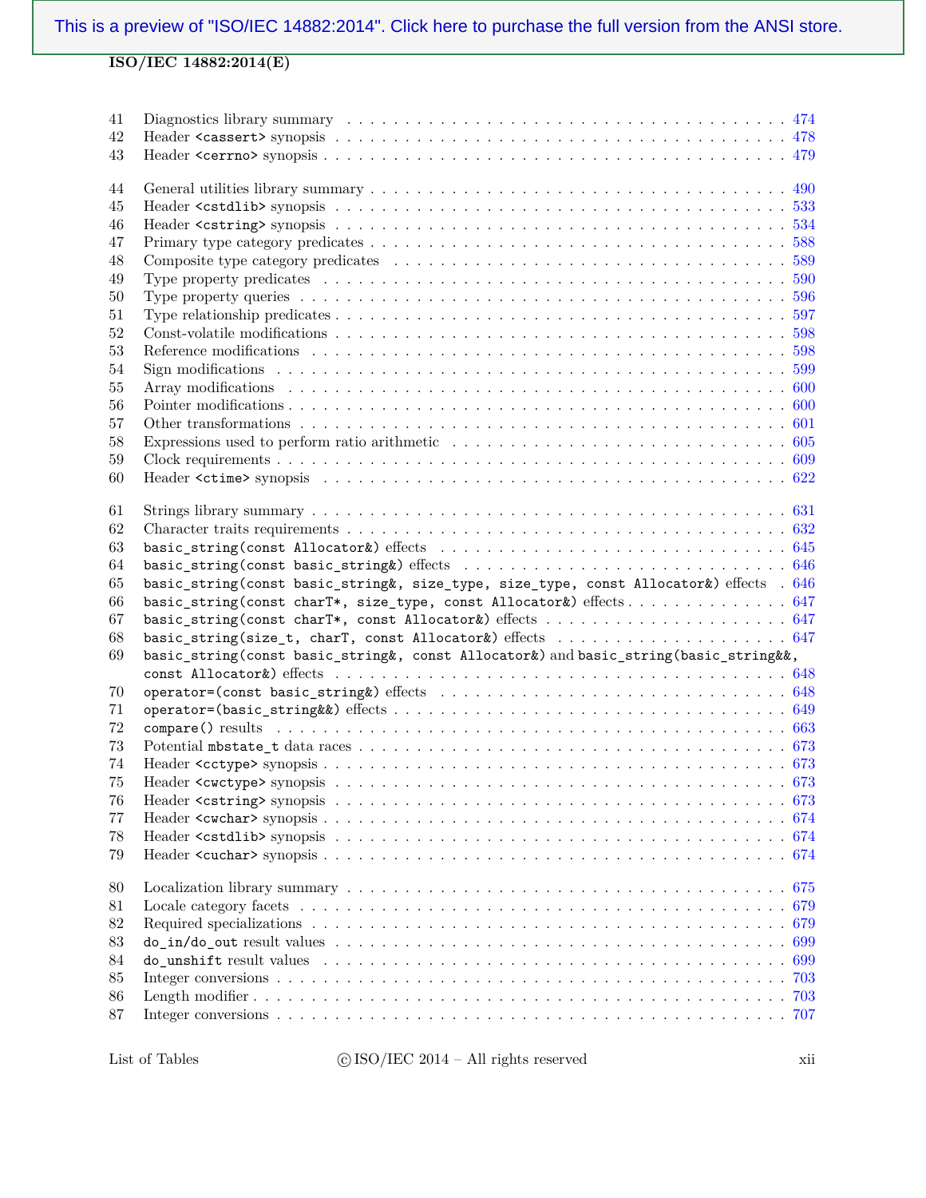| | | |
|---|---|---|
| 41 | Diagnostics library summary | 474 |
| 42 | Header `<cassert>` synopsis | 478 |
| 43 | Header `<cerrno>` synopsis | 479 |
| 44 | General utilities library summary | 490 |
| 45 | Header `<cstdlib>` synopsis | 533 |
| 46 | Header `<cstring>` synopsis | 534 |
| 47 | Primary type category predicates | 588 |
| 48 | Composite type category predicates | 589 |
| 49 | Type property predicates | 590 |
| 50 | Type property queries | 596 |
| 51 | Type relationship predicates | 597 |
| 52 | Const-volatile modifications | 598 |
| 53 | Reference modifications | 598 |
| 54 | Sign modifications | 599 |
| 55 | Array modifications | 600 |
| 56 | Pointer modifications | 600 |
| 57 | Other transformations | 601 |
| 58 | Expressions used to perform ratio arithmetic | 605 |
| 59 | Clock requirements | 609 |
| 60 | Header `<ctime>` synopsis | 622 |
| 61 | Strings library summary | 631 |
| 62 | Character traits requirements | 632 |
| 63 | `basic_string(const Allocator&)` effects | 645 |
| 64 | `basic_string(const basic_string&)` effects | 646 |
| 65 | `basic_string(const basic_string&, size_type, size_type, const Allocator&)` effects | 646 |
| 66 | `basic_string(const charT*, size_type, const Allocator&)` effects | 647 |
| 67 | `basic_string(const charT*, const Allocator&)` effects | 647 |
| 68 | `basic_string(size_t, charT, const Allocator&)` effects | 647 |
| 69 | `basic_string(const basic_string&, const Allocator&)` and `basic_string(basic_string&&, const Allocator&)` effects | 648 |
| 70 | `operator=(const basic_string&)` effects | 648 |
| 71 | `operator=(basic_string&&)` effects | 649 |
| 72 | `compare()` results | 663 |
| 73 | Potential `mbstate_t` data races | 673 |
| 74 | Header `<cctype>` synopsis | 673 |
| 75 | Header `<cwctype>` synopsis | 673 |
| 76 | Header `<cstring>` synopsis | 673 |
| 77 | Header `<cwchar>` synopsis | 674 |
| 78 | Header `<cstdlib>` synopsis | 674 |
| 79 | Header `<cuchar>` synopsis | 674 |
| 80 | Localization library summary | 675 |
| 81 | Locale category facets | 679 |
| 82 | Required specializations | 679 |
| 83 | `do_in/do_out` result values | 699 |
| 84 | `do_unshift` result values | 699 |
| 85 | Integer conversions | 703 |
| 86 | Length modifier | 703 |
| 87 | Integer conversions | 707 |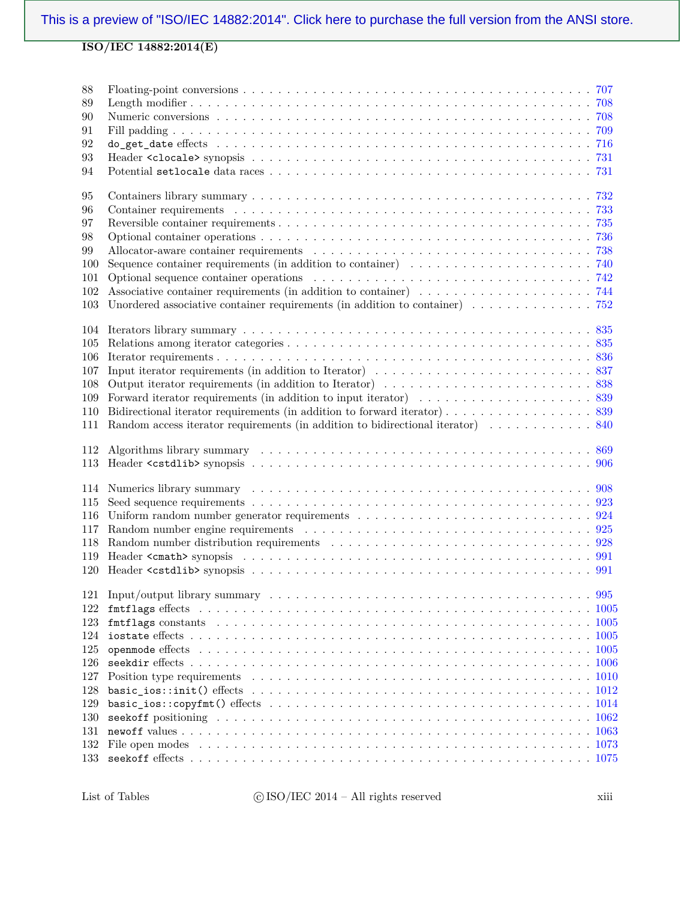88 Floating-point conversions . . . . . . . . . . 707
89 Length modifier . . . . . . . . . . 708
90 Numeric conversions . . . . . . . . . . 708
91 Fill padding . . . . . . . . . . 709
92 `do_get_date` effects . . . . . . . . . . 716
93 Header `<clocale>` synopsis . . . . . . . . . . 731
94 Potential `setlocale` data races . . . . . . . . . . 731

95 Containers library summary . . . . . . . . . . 732
96 Container requirements . . . . . . . . . . 733
97 Reversible container requirements . . . . . . . . . . 735
98 Optional container operations . . . . . . . . . . 736
99 Allocator-aware container requirements . . . . . . . . . . 738
100 Sequence container requirements (in addition to container) . . . . . . . . . . 740
101 Optional sequence container operations . . . . . . . . . . 742
102 Associative container requirements (in addition to container) . . . . . . . . . . 744
103 Unordered associative container requirements (in addition to container) . . . . . . . . . . 752

104 Iterators library summary . . . . . . . . . . 835
105 Relations among iterator categories . . . . . . . . . . 835
106 Iterator requirements . . . . . . . . . . 836
107 Input iterator requirements (in addition to Iterator) . . . . . . . . . . 837
108 Output iterator requirements (in addition to Iterator) . . . . . . . . . . 838
109 Forward iterator requirements (in addition to input iterator) . . . . . . . . . . 839
110 Bidirectional iterator requirements (in addition to forward iterator) . . . . . . . . . . 839
111 Random access iterator requirements (in addition to bidirectional iterator) . . . . . . . . . . 840

112 Algorithms library summary . . . . . . . . . . 869
113 Header `<cstdlib>` synopsis . . . . . . . . . . 906

114 Numerics library summary . . . . . . . . . . 908
115 Seed sequence requirements . . . . . . . . . . 923
116 Uniform random number generator requirements . . . . . . . . . . 924
117 Random number engine requirements . . . . . . . . . . 925
118 Random number distribution requirements . . . . . . . . . . 928
119 Header `<cmath>` synopsis . . . . . . . . . . 991
120 Header `<cstdlib>` synopsis . . . . . . . . . . 991

121 Input/output library summary . . . . . . . . . . 995
122 `fmtflags` effects . . . . . . . . . . 1005
123 `fmtflags` constants . . . . . . . . . . 1005
124 `iostate` effects . . . . . . . . . . 1005
125 `openmode` effects . . . . . . . . . . 1005
126 `seekdir` effects . . . . . . . . . . 1006
127 Position type requirements . . . . . . . . . . 1010
128 `basic_ios::init()` effects . . . . . . . . . . 1012
129 `basic_ios::copyfmt()` effects . . . . . . . . . . 1014
130 `seekoff` positioning . . . . . . . . . . 1062
131 `newoff` values . . . . . . . . . . 1063
132 File open modes . . . . . . . . . . 1073
133 `seekoff` effects . . . . . . . . . . 1075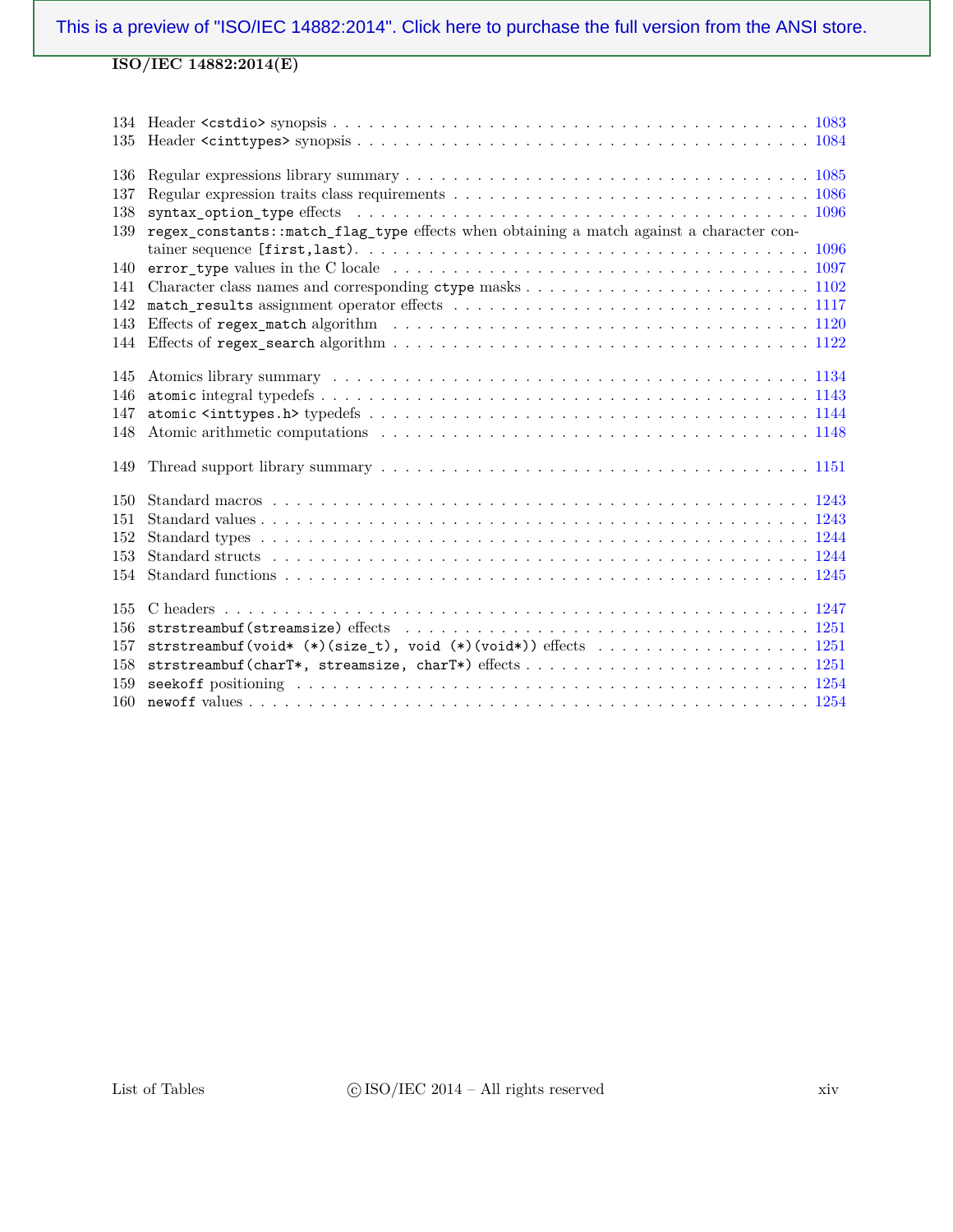| | | |
|---|---|---|
| 134 | Header `<cstdio>` synopsis | 1083 |
| 135 | Header `<cinttypes>` synopsis | 1084 |
| 136 | Regular expressions library summary | 1085 |
| 137 | Regular expression traits class requirements | 1086 |
| 138 | `syntax_option_type` effects | 1096 |
| 139 | `regex_constants::match_flag_type` effects when obtaining a match against a character container sequence `[first,last)`. | 1096 |
| 140 | `error_type` values in the C locale | 1097 |
| 141 | Character class names and corresponding `ctype` masks | 1102 |
| 142 | `match_results` assignment operator effects | 1117 |
| 143 | Effects of `regex_match` algorithm | 1120 |
| 144 | Effects of `regex_search` algorithm | 1122 |
| 145 | Atomics library summary | 1134 |
| 146 | `atomic` integral typedefs | 1143 |
| 147 | `atomic <inttypes.h>` typedefs | 1144 |
| 148 | Atomic arithmetic computations | 1148 |
| 149 | Thread support library summary | 1151 |
| 150 | Standard macros | 1243 |
| 151 | Standard values | 1243 |
| 152 | Standard types | 1244 |
| 153 | Standard structs | 1244 |
| 154 | Standard functions | 1245 |
| 155 | C headers | 1247 |
| 156 | `strstreambuf(streamsize)` effects | 1251 |
| 157 | `strstreambuf(void* (*)(size_t), void (*)(void*))` effects | 1251 |
| 158 | `strstreambuf(charT*, streamsize, charT*)` effects | 1251 |
| 159 | `seekoff` positioning | 1254 |
| 160 | `newoff` values | 1254 |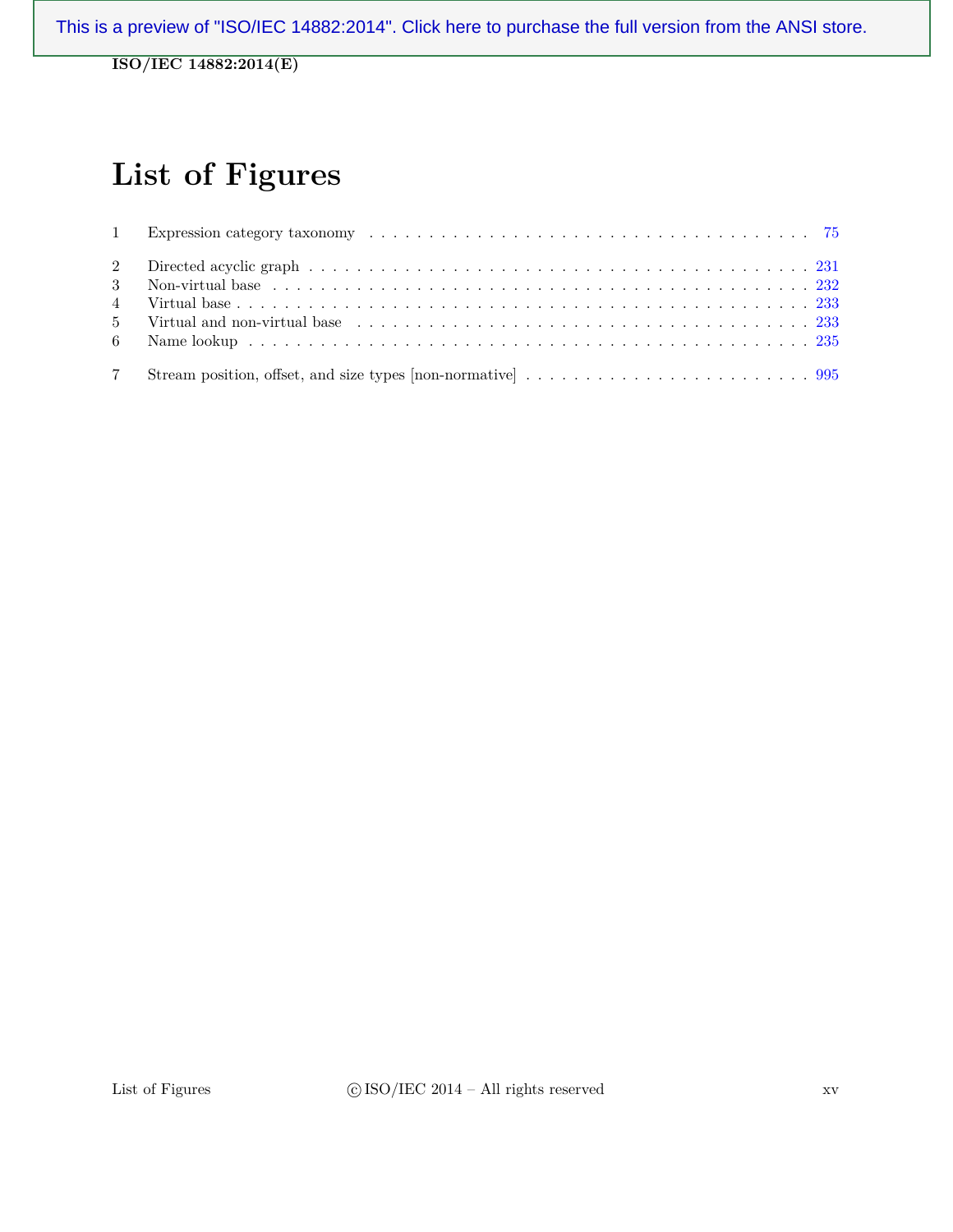# List of Figures

| | | |
|---|---|---|
| 1 | Expression category taxonomy | 75 |
| 2 | Directed acyclic graph | 231 |
| 3 | Non-virtual base | 232 |
| 4 | Virtual base | 233 |
| 5 | Virtual and non-virtual base | 233 |
| 6 | Name lookup | 235 |
| 7 | Stream position, offset, and size types [non-normative] | 995 |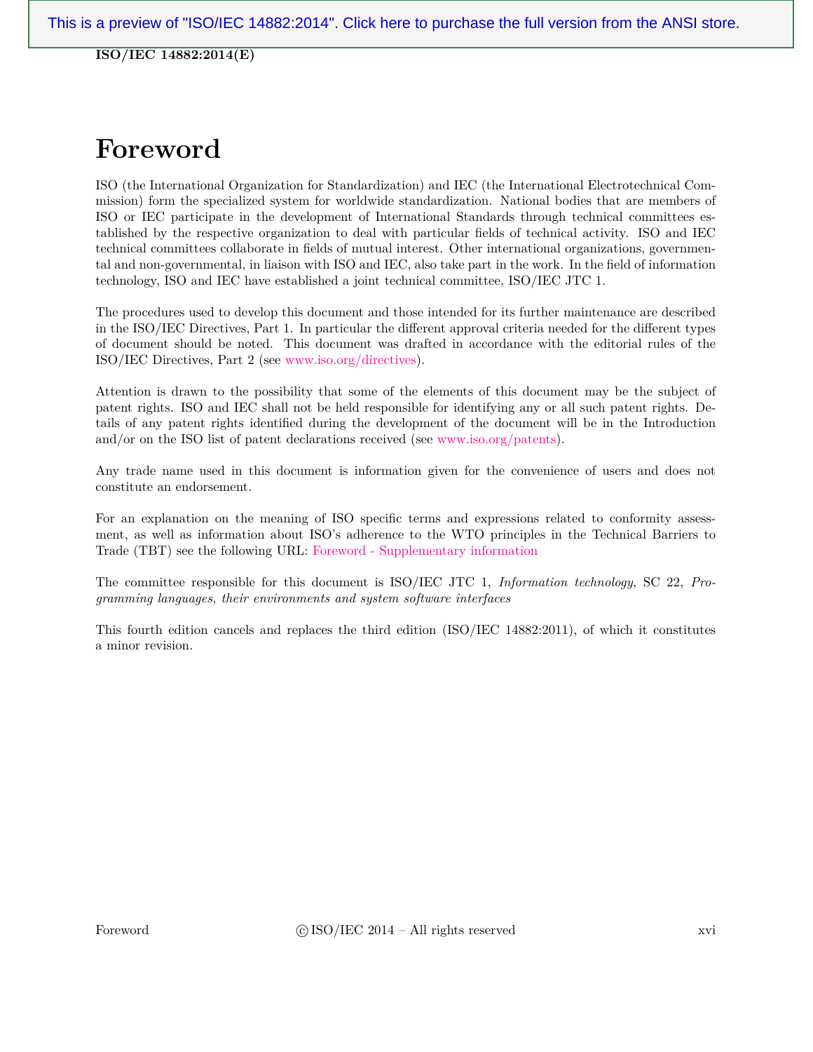# Foreword

ISO (the International Organization for Standardization) and IEC (the International Electrotechnical Commission) form the specialized system for worldwide standardization. National bodies that are members of ISO or IEC participate in the development of International Standards through technical committees established by the respective organization to deal with particular fields of technical activity. ISO and IEC technical committees collaborate in fields of mutual interest. Other international organizations, governmental and non-governmental, in liaison with ISO and IEC, also take part in the work. In the field of information technology, ISO and IEC have established a joint technical committee, ISO/IEC JTC 1.

The procedures used to develop this document and those intended for its further maintenance are described in the ISO/IEC Directives, Part 1. In particular the different approval criteria needed for the different types of document should be noted. This document was drafted in accordance with the editorial rules of the ISO/IEC Directives, Part 2 (see www.iso.org/directives).

Attention is drawn to the possibility that some of the elements of this document may be the subject of patent rights. ISO and IEC shall not be held responsible for identifying any or all such patent rights. Details of any patent rights identified during the development of the document will be in the Introduction and/or on the ISO list of patent declarations received (see www.iso.org/patents).

Any trade name used in this document is information given for the convenience of users and does not constitute an endorsement.

For an explanation on the meaning of ISO specific terms and expressions related to conformity assessment, as well as information about ISO's adherence to the WTO principles in the Technical Barriers to Trade (TBT) see the following URL: Foreword - Supplementary information

The committee responsible for this document is ISO/IEC JTC 1, *Information technology*, SC 22, *Programming languages, their environments and system software interfaces*

This fourth edition cancels and replaces the third edition (ISO/IEC 14882:2011), of which it constitutes a minor revision.